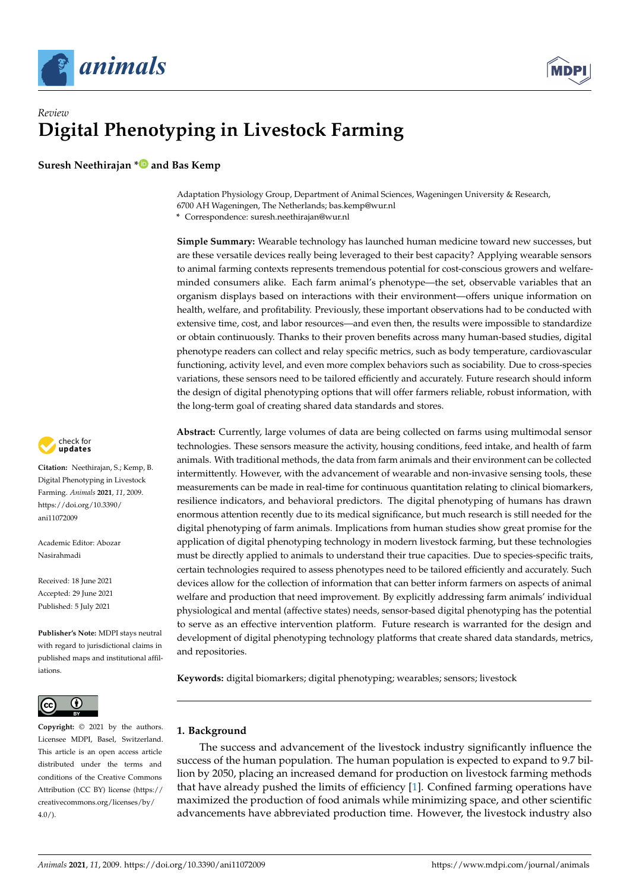*Review*

# Digital Phenotyping in Livestock Farming

**Suresh Neethirajan \* and Bas Kemp**

Adaptation Physiology Group, Department of Animal Sciences, Wageningen University & Research, 6700 AH Wageningen, The Netherlands; bas.kemp@wur.nl
\* Correspondence: suresh.neethirajan@wur.nl

**Simple Summary:** Wearable technology has launched human medicine toward new successes, but are these versatile devices really being leveraged to their best capacity? Applying wearable sensors to animal farming contexts represents tremendous potential for cost-conscious growers and welfare-minded consumers alike. Each farm animal's phenotype—the set, observable variables that an organism displays based on interactions with their environment—offers unique information on health, welfare, and profitability. Previously, these important observations had to be conducted with extensive time, cost, and labor resources—and even then, the results were impossible to standardize or obtain continuously. Thanks to their proven benefits across many human-based studies, digital phenotype readers can collect and relay specific metrics, such as body temperature, cardiovascular functioning, activity level, and even more complex behaviors such as sociability. Due to cross-species variations, these sensors need to be tailored efficiently and accurately. Future research should inform the design of digital phenotyping options that will offer farmers reliable, robust information, with the long-term goal of creating shared data standards and stores.

**Abstract:** Currently, large volumes of data are being collected on farms using multimodal sensor technologies. These sensors measure the activity, housing conditions, feed intake, and health of farm animals. With traditional methods, the data from farm animals and their environment can be collected intermittently. However, with the advancement of wearable and non-invasive sensing tools, these measurements can be made in real-time for continuous quantitation relating to clinical biomarkers, resilience indicators, and behavioral predictors. The digital phenotyping of humans has drawn enormous attention recently due to its medical significance, but much research is still needed for the digital phenotyping of farm animals. Implications from human studies show great promise for the application of digital phenotyping technology in modern livestock farming, but these technologies must be directly applied to animals to understand their true capacities. Due to species-specific traits, certain technologies required to assess phenotypes need to be tailored efficiently and accurately. Such devices allow for the collection of information that can better inform farmers on aspects of animal welfare and production that need improvement. By explicitly addressing farm animals' individual physiological and mental (affective states) needs, sensor-based digital phenotyping has the potential to serve as an effective intervention platform. Future research is warranted for the design and development of digital phenotyping technology platforms that create shared data standards, metrics, and repositories.

**Keywords:** digital biomarkers; digital phenotyping; wearables; sensors; livestock

**Citation:** Neethirajan, S.; Kemp, B. Digital Phenotyping in Livestock Farming. *Animals* **2021**, *11*, 2009. https://doi.org/10.3390/ani11072009

Academic Editor: Abozar Nasirahmadi

Received: 18 June 2021
Accepted: 29 June 2021
Published: 5 July 2021

**Publisher's Note:** MDPI stays neutral with regard to jurisdictional claims in published maps and institutional affiliations.

**Copyright:** © 2021 by the authors. Licensee MDPI, Basel, Switzerland. This article is an open access article distributed under the terms and conditions of the Creative Commons Attribution (CC BY) license (https://creativecommons.org/licenses/by/4.0/).

## 1. Background

The success and advancement of the livestock industry significantly influence the success of the human population. The human population is expected to expand to 9.7 billion by 2050, placing an increased demand for production on livestock farming methods that have already pushed the limits of efficiency [1]. Confined farming operations have maximized the production of food animals while minimizing space, and other scientific advancements have abbreviated production time. However, the livestock industry also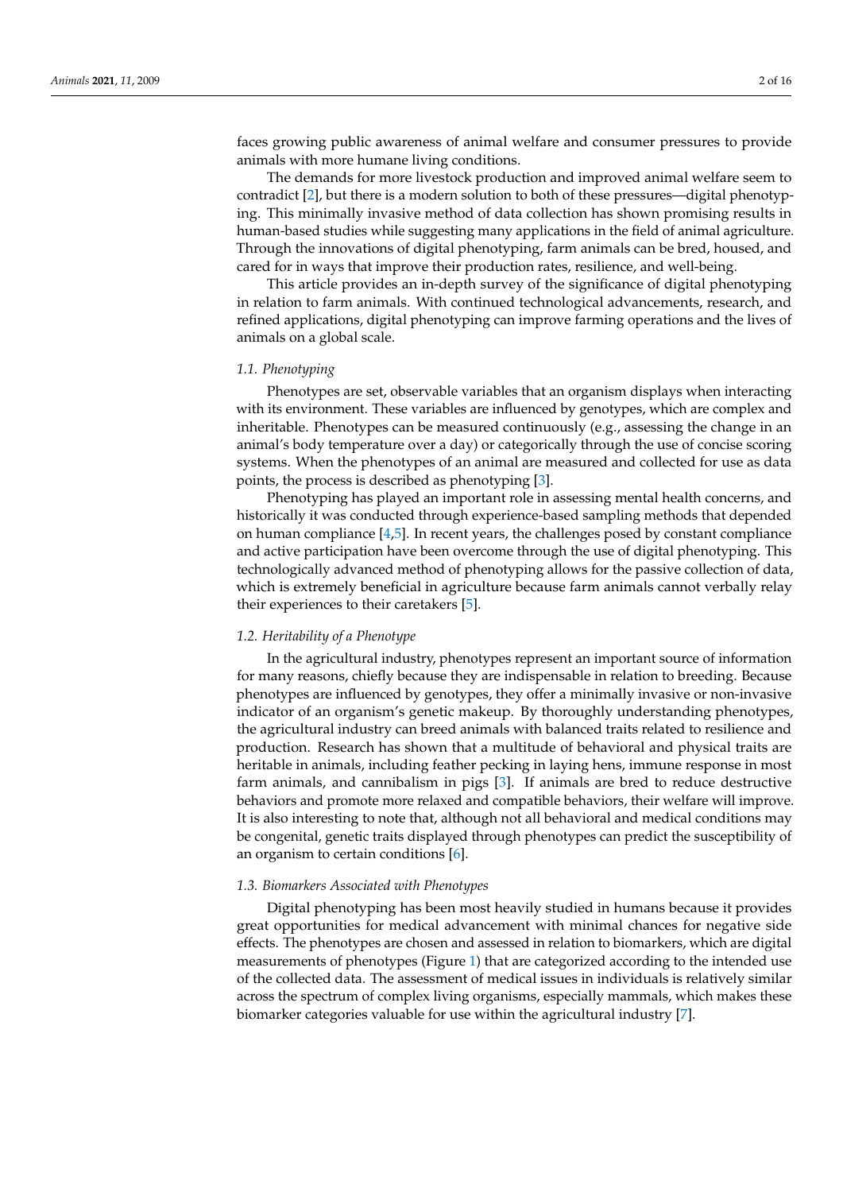faces growing public awareness of animal welfare and consumer pressures to provide animals with more humane living conditions.

The demands for more livestock production and improved animal welfare seem to contradict [2], but there is a modern solution to both of these pressures—digital phenotyping. This minimally invasive method of data collection has shown promising results in human-based studies while suggesting many applications in the field of animal agriculture. Through the innovations of digital phenotyping, farm animals can be bred, housed, and cared for in ways that improve their production rates, resilience, and well-being.

This article provides an in-depth survey of the significance of digital phenotyping in relation to farm animals. With continued technological advancements, research, and refined applications, digital phenotyping can improve farming operations and the lives of animals on a global scale.

### *1.1. Phenotyping*

Phenotypes are set, observable variables that an organism displays when interacting with its environment. These variables are influenced by genotypes, which are complex and inheritable. Phenotypes can be measured continuously (e.g., assessing the change in an animal's body temperature over a day) or categorically through the use of concise scoring systems. When the phenotypes of an animal are measured and collected for use as data points, the process is described as phenotyping [3].

Phenotyping has played an important role in assessing mental health concerns, and historically it was conducted through experience-based sampling methods that depended on human compliance [4,5]. In recent years, the challenges posed by constant compliance and active participation have been overcome through the use of digital phenotyping. This technologically advanced method of phenotyping allows for the passive collection of data, which is extremely beneficial in agriculture because farm animals cannot verbally relay their experiences to their caretakers [5].

### *1.2. Heritability of a Phenotype*

In the agricultural industry, phenotypes represent an important source of information for many reasons, chiefly because they are indispensable in relation to breeding. Because phenotypes are influenced by genotypes, they offer a minimally invasive or non-invasive indicator of an organism's genetic makeup. By thoroughly understanding phenotypes, the agricultural industry can breed animals with balanced traits related to resilience and production. Research has shown that a multitude of behavioral and physical traits are heritable in animals, including feather pecking in laying hens, immune response in most farm animals, and cannibalism in pigs [3]. If animals are bred to reduce destructive behaviors and promote more relaxed and compatible behaviors, their welfare will improve. It is also interesting to note that, although not all behavioral and medical conditions may be congenital, genetic traits displayed through phenotypes can predict the susceptibility of an organism to certain conditions [6].

### *1.3. Biomarkers Associated with Phenotypes*

Digital phenotyping has been most heavily studied in humans because it provides great opportunities for medical advancement with minimal chances for negative side effects. The phenotypes are chosen and assessed in relation to biomarkers, which are digital measurements of phenotypes (Figure 1) that are categorized according to the intended use of the collected data. The assessment of medical issues in individuals is relatively similar across the spectrum of complex living organisms, especially mammals, which makes these biomarker categories valuable for use within the agricultural industry [7].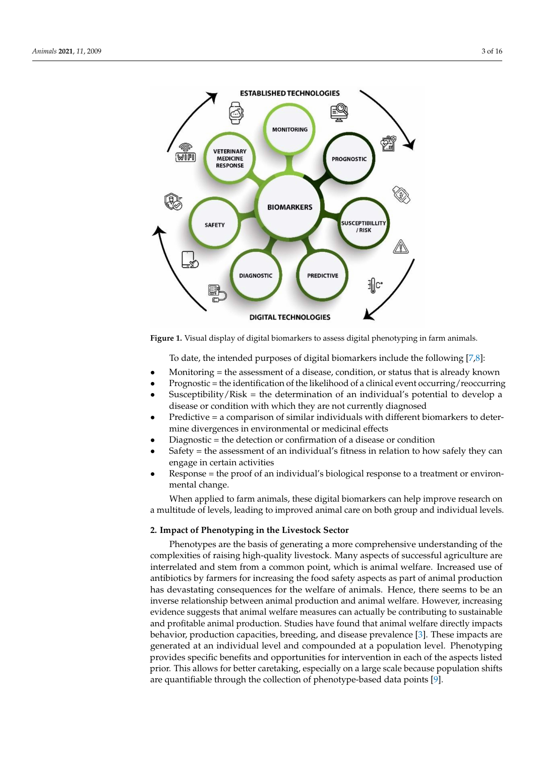Figure 1. Visual display of digital biomarkers to assess digital phenotyping in farm animals.

To date, the intended purposes of digital biomarkers include the following [7,8]:

- Monitoring = the assessment of a disease, condition, or status that is already known
- Prognostic = the identification of the likelihood of a clinical event occurring/reoccurring
- Susceptibility/Risk = the determination of an individual's potential to develop a disease or condition with which they are not currently diagnosed
- Predictive = a comparison of similar individuals with different biomarkers to determine divergences in environmental or medicinal effects
- Diagnostic = the detection or confirmation of a disease or condition
- Safety = the assessment of an individual's fitness in relation to how safely they can engage in certain activities
- Response = the proof of an individual's biological response to a treatment or environmental change.

When applied to farm animals, these digital biomarkers can help improve research on a multitude of levels, leading to improved animal care on both group and individual levels.

## 2. Impact of Phenotyping in the Livestock Sector

Phenotypes are the basis of generating a more comprehensive understanding of the complexities of raising high-quality livestock. Many aspects of successful agriculture are interrelated and stem from a common point, which is animal welfare. Increased use of antibiotics by farmers for increasing the food safety aspects as part of animal production has devastating consequences for the welfare of animals. Hence, there seems to be an inverse relationship between animal production and animal welfare. However, increasing evidence suggests that animal welfare measures can actually be contributing to sustainable and profitable animal production. Studies have found that animal welfare directly impacts behavior, production capacities, breeding, and disease prevalence [3]. These impacts are generated at an individual level and compounded at a population level. Phenotyping provides specific benefits and opportunities for intervention in each of the aspects listed prior. This allows for better caretaking, especially on a large scale because population shifts are quantifiable through the collection of phenotype-based data points [9].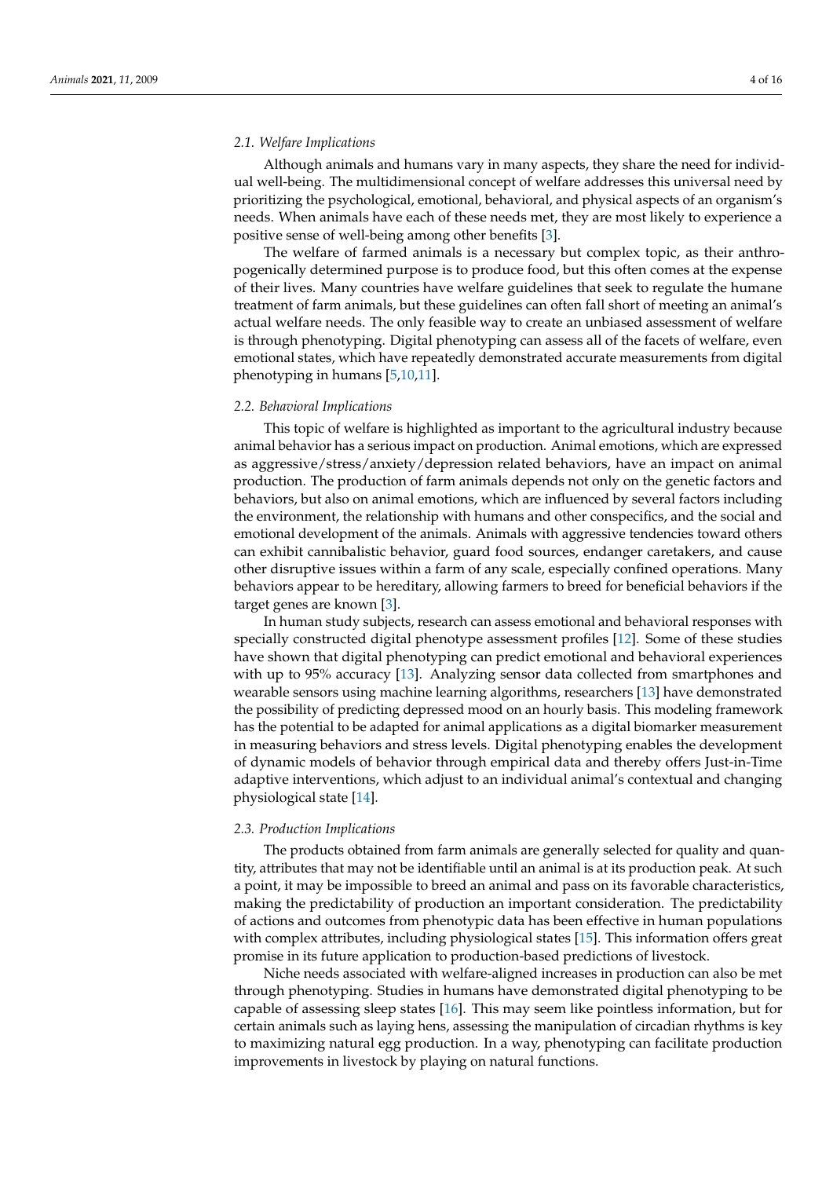### 2.1. Welfare Implications

Although animals and humans vary in many aspects, they share the need for individual well-being. The multidimensional concept of welfare addresses this universal need by prioritizing the psychological, emotional, behavioral, and physical aspects of an organism's needs. When animals have each of these needs met, they are most likely to experience a positive sense of well-being among other benefits [3].

The welfare of farmed animals is a necessary but complex topic, as their anthropogenically determined purpose is to produce food, but this often comes at the expense of their lives. Many countries have welfare guidelines that seek to regulate the humane treatment of farm animals, but these guidelines can often fall short of meeting an animal's actual welfare needs. The only feasible way to create an unbiased assessment of welfare is through phenotyping. Digital phenotyping can assess all of the facets of welfare, even emotional states, which have repeatedly demonstrated accurate measurements from digital phenotyping in humans [5,10,11].

### 2.2. Behavioral Implications

This topic of welfare is highlighted as important to the agricultural industry because animal behavior has a serious impact on production. Animal emotions, which are expressed as aggressive/stress/anxiety/depression related behaviors, have an impact on animal production. The production of farm animals depends not only on the genetic factors and behaviors, but also on animal emotions, which are influenced by several factors including the environment, the relationship with humans and other conspecifics, and the social and emotional development of the animals. Animals with aggressive tendencies toward others can exhibit cannibalistic behavior, guard food sources, endanger caretakers, and cause other disruptive issues within a farm of any scale, especially confined operations. Many behaviors appear to be hereditary, allowing farmers to breed for beneficial behaviors if the target genes are known [3].

In human study subjects, research can assess emotional and behavioral responses with specially constructed digital phenotype assessment profiles [12]. Some of these studies have shown that digital phenotyping can predict emotional and behavioral experiences with up to 95% accuracy [13]. Analyzing sensor data collected from smartphones and wearable sensors using machine learning algorithms, researchers [13] have demonstrated the possibility of predicting depressed mood on an hourly basis. This modeling framework has the potential to be adapted for animal applications as a digital biomarker measurement in measuring behaviors and stress levels. Digital phenotyping enables the development of dynamic models of behavior through empirical data and thereby offers Just-in-Time adaptive interventions, which adjust to an individual animal's contextual and changing physiological state [14].

### 2.3. Production Implications

The products obtained from farm animals are generally selected for quality and quantity, attributes that may not be identifiable until an animal is at its production peak. At such a point, it may be impossible to breed an animal and pass on its favorable characteristics, making the predictability of production an important consideration. The predictability of actions and outcomes from phenotypic data has been effective in human populations with complex attributes, including physiological states [15]. This information offers great promise in its future application to production-based predictions of livestock.

Niche needs associated with welfare-aligned increases in production can also be met through phenotyping. Studies in humans have demonstrated digital phenotyping to be capable of assessing sleep states [16]. This may seem like pointless information, but for certain animals such as laying hens, assessing the manipulation of circadian rhythms is key to maximizing natural egg production. In a way, phenotyping can facilitate production improvements in livestock by playing on natural functions.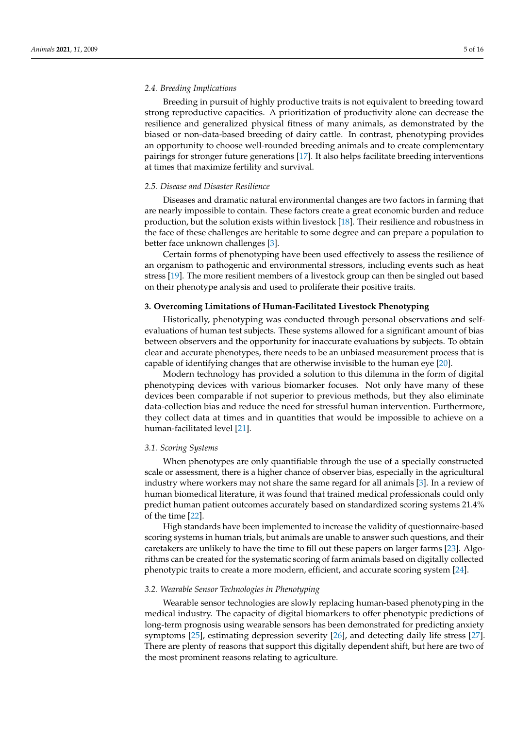### 2.4. Breeding Implications

Breeding in pursuit of highly productive traits is not equivalent to breeding toward strong reproductive capacities. A prioritization of productivity alone can decrease the resilience and generalized physical fitness of many animals, as demonstrated by the biased or non-data-based breeding of dairy cattle. In contrast, phenotyping provides an opportunity to choose well-rounded breeding animals and to create complementary pairings for stronger future generations [17]. It also helps facilitate breeding interventions at times that maximize fertility and survival.

### 2.5. Disease and Disaster Resilience

Diseases and dramatic natural environmental changes are two factors in farming that are nearly impossible to contain. These factors create a great economic burden and reduce production, but the solution exists within livestock [18]. Their resilience and robustness in the face of these challenges are heritable to some degree and can prepare a population to better face unknown challenges [3].

Certain forms of phenotyping have been used effectively to assess the resilience of an organism to pathogenic and environmental stressors, including events such as heat stress [19]. The more resilient members of a livestock group can then be singled out based on their phenotype analysis and used to proliferate their positive traits.

## 3. Overcoming Limitations of Human-Facilitated Livestock Phenotyping

Historically, phenotyping was conducted through personal observations and self-evaluations of human test subjects. These systems allowed for a significant amount of bias between observers and the opportunity for inaccurate evaluations by subjects. To obtain clear and accurate phenotypes, there needs to be an unbiased measurement process that is capable of identifying changes that are otherwise invisible to the human eye [20].

Modern technology has provided a solution to this dilemma in the form of digital phenotyping devices with various biomarker focuses. Not only have many of these devices been comparable if not superior to previous methods, but they also eliminate data-collection bias and reduce the need for stressful human intervention. Furthermore, they collect data at times and in quantities that would be impossible to achieve on a human-facilitated level [21].

### 3.1. Scoring Systems

When phenotypes are only quantifiable through the use of a specially constructed scale or assessment, there is a higher chance of observer bias, especially in the agricultural industry where workers may not share the same regard for all animals [3]. In a review of human biomedical literature, it was found that trained medical professionals could only predict human patient outcomes accurately based on standardized scoring systems 21.4% of the time [22].

High standards have been implemented to increase the validity of questionnaire-based scoring systems in human trials, but animals are unable to answer such questions, and their caretakers are unlikely to have the time to fill out these papers on larger farms [23]. Algorithms can be created for the systematic scoring of farm animals based on digitally collected phenotypic traits to create a more modern, efficient, and accurate scoring system [24].

### 3.2. Wearable Sensor Technologies in Phenotyping

Wearable sensor technologies are slowly replacing human-based phenotyping in the medical industry. The capacity of digital biomarkers to offer phenotypic predictions of long-term prognosis using wearable sensors has been demonstrated for predicting anxiety symptoms [25], estimating depression severity [26], and detecting daily life stress [27]. There are plenty of reasons that support this digitally dependent shift, but here are two of the most prominent reasons relating to agriculture.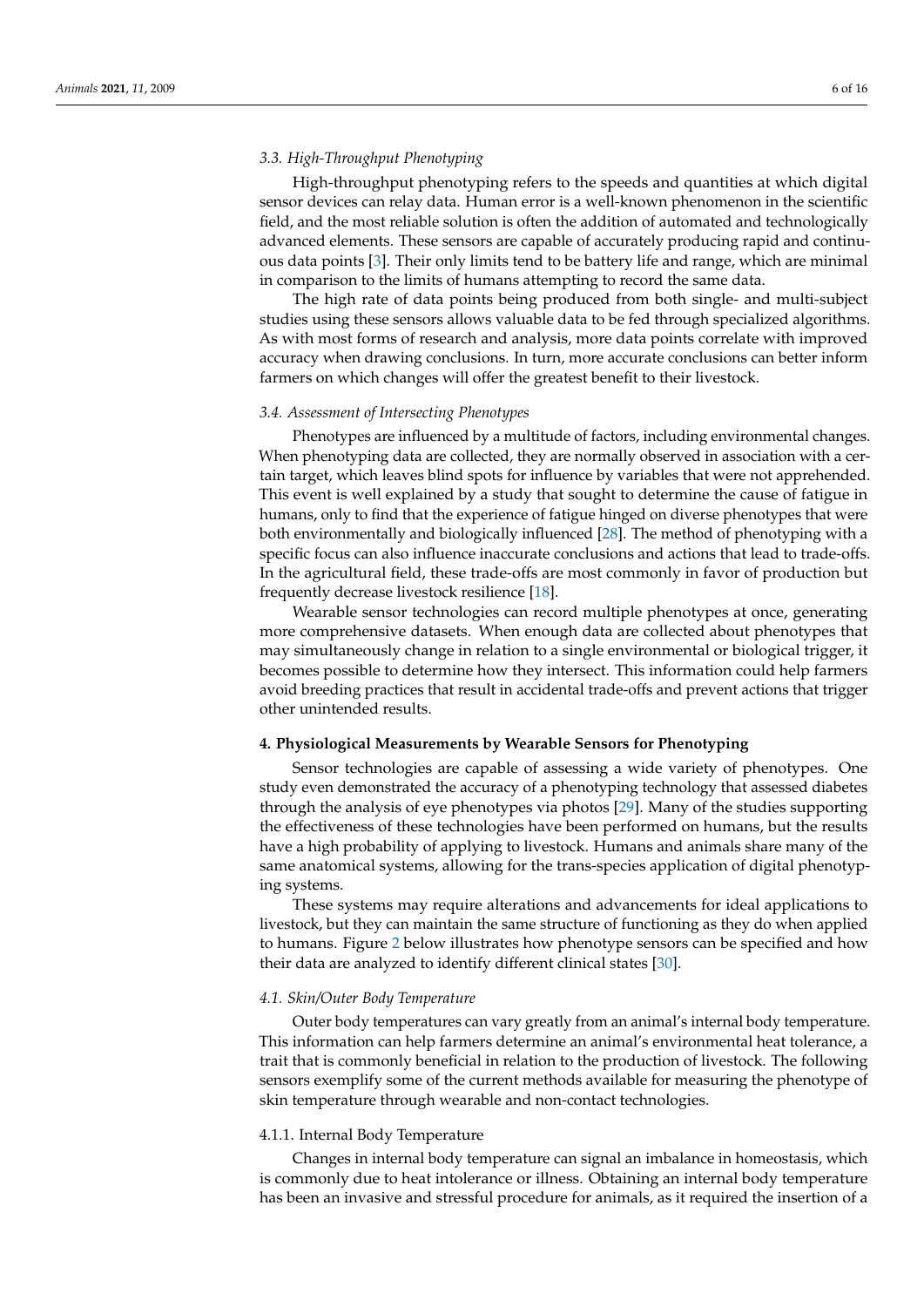### *3.3. High-Throughput Phenotyping*

High-throughput phenotyping refers to the speeds and quantities at which digital sensor devices can relay data. Human error is a well-known phenomenon in the scientific field, and the most reliable solution is often the addition of automated and technologically advanced elements. These sensors are capable of accurately producing rapid and continuous data points [3]. Their only limits tend to be battery life and range, which are minimal in comparison to the limits of humans attempting to record the same data.

The high rate of data points being produced from both single- and multi-subject studies using these sensors allows valuable data to be fed through specialized algorithms. As with most forms of research and analysis, more data points correlate with improved accuracy when drawing conclusions. In turn, more accurate conclusions can better inform farmers on which changes will offer the greatest benefit to their livestock.

### *3.4. Assessment of Intersecting Phenotypes*

Phenotypes are influenced by a multitude of factors, including environmental changes. When phenotyping data are collected, they are normally observed in association with a certain target, which leaves blind spots for influence by variables that were not apprehended. This event is well explained by a study that sought to determine the cause of fatigue in humans, only to find that the experience of fatigue hinged on diverse phenotypes that were both environmentally and biologically influenced [28]. The method of phenotyping with a specific focus can also influence inaccurate conclusions and actions that lead to trade-offs. In the agricultural field, these trade-offs are most commonly in favor of production but frequently decrease livestock resilience [18].

Wearable sensor technologies can record multiple phenotypes at once, generating more comprehensive datasets. When enough data are collected about phenotypes that may simultaneously change in relation to a single environmental or biological trigger, it becomes possible to determine how they intersect. This information could help farmers avoid breeding practices that result in accidental trade-offs and prevent actions that trigger other unintended results.

## **4. Physiological Measurements by Wearable Sensors for Phenotyping**

Sensor technologies are capable of assessing a wide variety of phenotypes. One study even demonstrated the accuracy of a phenotyping technology that assessed diabetes through the analysis of eye phenotypes via photos [29]. Many of the studies supporting the effectiveness of these technologies have been performed on humans, but the results have a high probability of applying to livestock. Humans and animals share many of the same anatomical systems, allowing for the trans-species application of digital phenotyping systems.

These systems may require alterations and advancements for ideal applications to livestock, but they can maintain the same structure of functioning as they do when applied to humans. Figure 2 below illustrates how phenotype sensors can be specified and how their data are analyzed to identify different clinical states [30].

### *4.1. Skin/Outer Body Temperature*

Outer body temperatures can vary greatly from an animal's internal body temperature. This information can help farmers determine an animal's environmental heat tolerance, a trait that is commonly beneficial in relation to the production of livestock. The following sensors exemplify some of the current methods available for measuring the phenotype of skin temperature through wearable and non-contact technologies.

#### 4.1.1. Internal Body Temperature

Changes in internal body temperature can signal an imbalance in homeostasis, which is commonly due to heat intolerance or illness. Obtaining an internal body temperature has been an invasive and stressful procedure for animals, as it required the insertion of a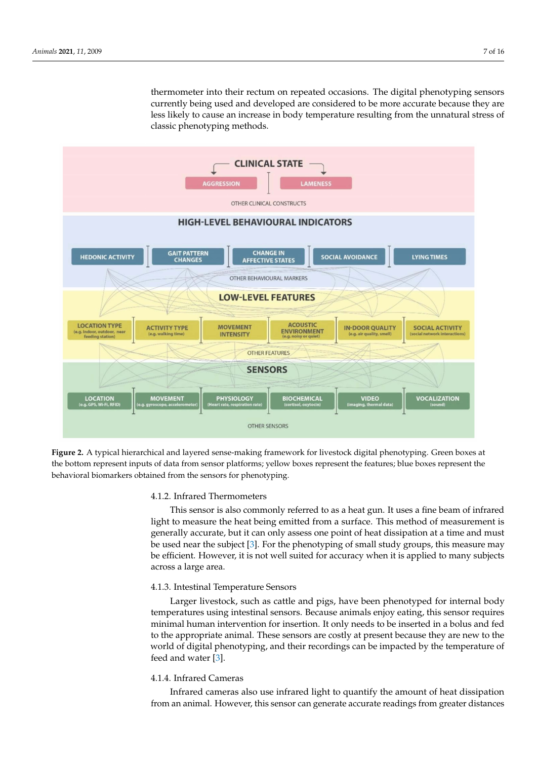thermometer into their rectum on repeated occasions. The digital phenotyping sensors currently being used and developed are considered to be more accurate because they are less likely to cause an increase in body temperature resulting from the unnatural stress of classic phenotyping methods.

**Figure 2.** A typical hierarchical and layered sense-making framework for livestock digital phenotyping. Green boxes at the bottom represent inputs of data from sensor platforms; yellow boxes represent the features; blue boxes represent the behavioral biomarkers obtained from the sensors for phenotyping.

#### 4.1.2. Infrared Thermometers

This sensor is also commonly referred to as a heat gun. It uses a fine beam of infrared light to measure the heat being emitted from a surface. This method of measurement is generally accurate, but it can only assess one point of heat dissipation at a time and must be used near the subject [3]. For the phenotyping of small study groups, this measure may be efficient. However, it is not well suited for accuracy when it is applied to many subjects across a large area.

#### 4.1.3. Intestinal Temperature Sensors

Larger livestock, such as cattle and pigs, have been phenotyped for internal body temperatures using intestinal sensors. Because animals enjoy eating, this sensor requires minimal human intervention for insertion. It only needs to be inserted in a bolus and fed to the appropriate animal. These sensors are costly at present because they are new to the world of digital phenotyping, and their recordings can be impacted by the temperature of feed and water [3].

#### 4.1.4. Infrared Cameras

Infrared cameras also use infrared light to quantify the amount of heat dissipation from an animal. However, this sensor can generate accurate readings from greater distances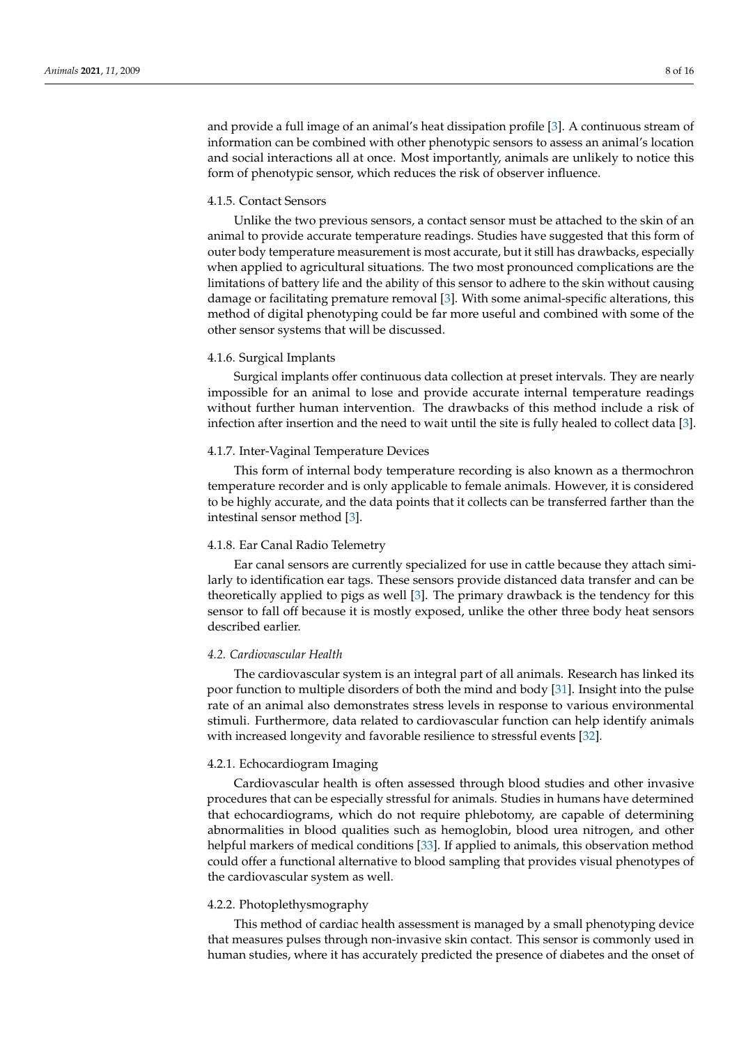and provide a full image of an animal's heat dissipation profile [3]. A continuous stream of information can be combined with other phenotypic sensors to assess an animal's location and social interactions all at once. Most importantly, animals are unlikely to notice this form of phenotypic sensor, which reduces the risk of observer influence.

#### 4.1.5. Contact Sensors

Unlike the two previous sensors, a contact sensor must be attached to the skin of an animal to provide accurate temperature readings. Studies have suggested that this form of outer body temperature measurement is most accurate, but it still has drawbacks, especially when applied to agricultural situations. The two most pronounced complications are the limitations of battery life and the ability of this sensor to adhere to the skin without causing damage or facilitating premature removal [3]. With some animal-specific alterations, this method of digital phenotyping could be far more useful and combined with some of the other sensor systems that will be discussed.

#### 4.1.6. Surgical Implants

Surgical implants offer continuous data collection at preset intervals. They are nearly impossible for an animal to lose and provide accurate internal temperature readings without further human intervention. The drawbacks of this method include a risk of infection after insertion and the need to wait until the site is fully healed to collect data [3].

#### 4.1.7. Inter-Vaginal Temperature Devices

This form of internal body temperature recording is also known as a thermochron temperature recorder and is only applicable to female animals. However, it is considered to be highly accurate, and the data points that it collects can be transferred farther than the intestinal sensor method [3].

#### 4.1.8. Ear Canal Radio Telemetry

Ear canal sensors are currently specialized for use in cattle because they attach similarly to identification ear tags. These sensors provide distanced data transfer and can be theoretically applied to pigs as well [3]. The primary drawback is the tendency for this sensor to fall off because it is mostly exposed, unlike the other three body heat sensors described earlier.

### *4.2. Cardiovascular Health*

The cardiovascular system is an integral part of all animals. Research has linked its poor function to multiple disorders of both the mind and body [31]. Insight into the pulse rate of an animal also demonstrates stress levels in response to various environmental stimuli. Furthermore, data related to cardiovascular function can help identify animals with increased longevity and favorable resilience to stressful events [32].

#### 4.2.1. Echocardiogram Imaging

Cardiovascular health is often assessed through blood studies and other invasive procedures that can be especially stressful for animals. Studies in humans have determined that echocardiograms, which do not require phlebotomy, are capable of determining abnormalities in blood qualities such as hemoglobin, blood urea nitrogen, and other helpful markers of medical conditions [33]. If applied to animals, this observation method could offer a functional alternative to blood sampling that provides visual phenotypes of the cardiovascular system as well.

#### 4.2.2. Photoplethysmography

This method of cardiac health assessment is managed by a small phenotyping device that measures pulses through non-invasive skin contact. This sensor is commonly used in human studies, where it has accurately predicted the presence of diabetes and the onset of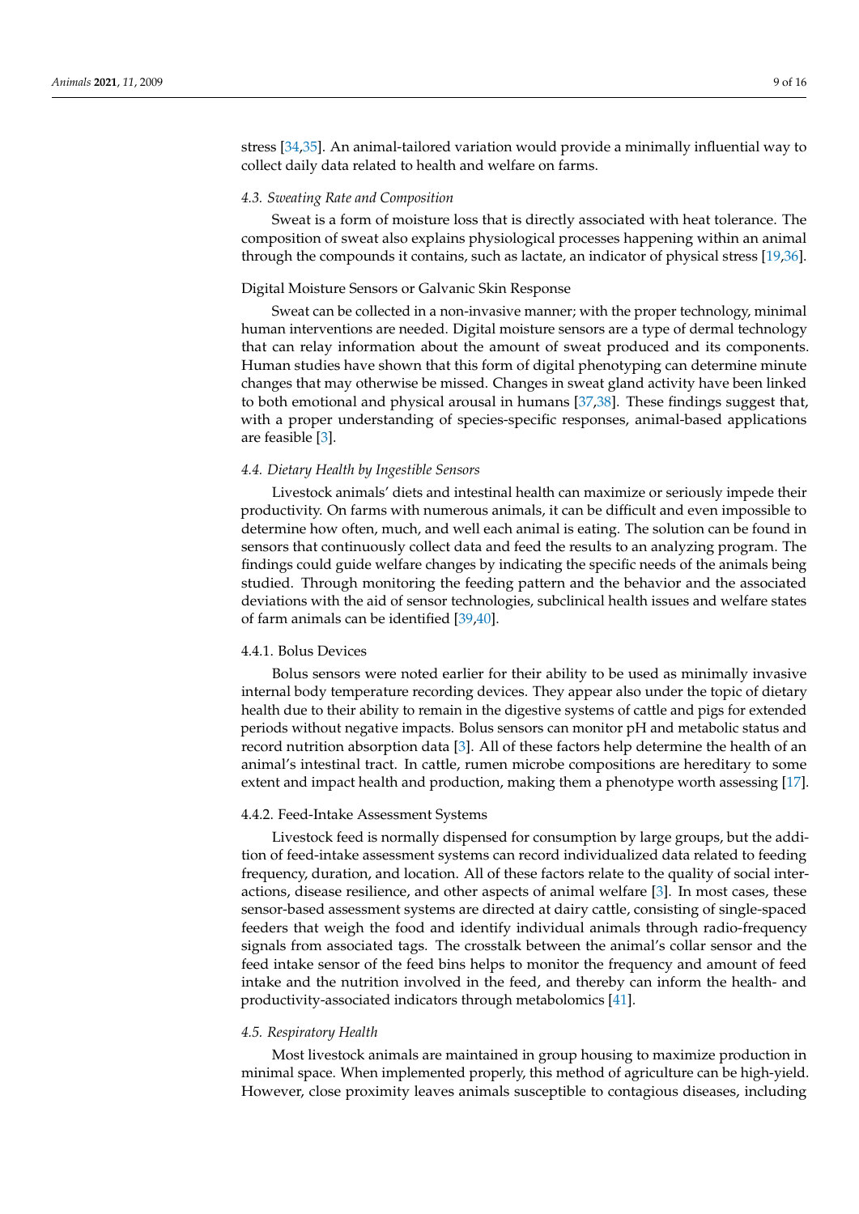stress [34,35]. An animal-tailored variation would provide a minimally influential way to collect daily data related to health and welfare on farms.

### *4.3. Sweating Rate and Composition*

Sweat is a form of moisture loss that is directly associated with heat tolerance. The composition of sweat also explains physiological processes happening within an animal through the compounds it contains, such as lactate, an indicator of physical stress [19,36].

#### Digital Moisture Sensors or Galvanic Skin Response

Sweat can be collected in a non-invasive manner; with the proper technology, minimal human interventions are needed. Digital moisture sensors are a type of dermal technology that can relay information about the amount of sweat produced and its components. Human studies have shown that this form of digital phenotyping can determine minute changes that may otherwise be missed. Changes in sweat gland activity have been linked to both emotional and physical arousal in humans [37,38]. These findings suggest that, with a proper understanding of species-specific responses, animal-based applications are feasible [3].

### *4.4. Dietary Health by Ingestible Sensors*

Livestock animals' diets and intestinal health can maximize or seriously impede their productivity. On farms with numerous animals, it can be difficult and even impossible to determine how often, much, and well each animal is eating. The solution can be found in sensors that continuously collect data and feed the results to an analyzing program. The findings could guide welfare changes by indicating the specific needs of the animals being studied. Through monitoring the feeding pattern and the behavior and the associated deviations with the aid of sensor technologies, subclinical health issues and welfare states of farm animals can be identified [39,40].

#### 4.4.1. Bolus Devices

Bolus sensors were noted earlier for their ability to be used as minimally invasive internal body temperature recording devices. They appear also under the topic of dietary health due to their ability to remain in the digestive systems of cattle and pigs for extended periods without negative impacts. Bolus sensors can monitor pH and metabolic status and record nutrition absorption data [3]. All of these factors help determine the health of an animal's intestinal tract. In cattle, rumen microbe compositions are hereditary to some extent and impact health and production, making them a phenotype worth assessing [17].

#### 4.4.2. Feed-Intake Assessment Systems

Livestock feed is normally dispensed for consumption by large groups, but the addition of feed-intake assessment systems can record individualized data related to feeding frequency, duration, and location. All of these factors relate to the quality of social interactions, disease resilience, and other aspects of animal welfare [3]. In most cases, these sensor-based assessment systems are directed at dairy cattle, consisting of single-spaced feeders that weigh the food and identify individual animals through radio-frequency signals from associated tags. The crosstalk between the animal's collar sensor and the feed intake sensor of the feed bins helps to monitor the frequency and amount of feed intake and the nutrition involved in the feed, and thereby can inform the health- and productivity-associated indicators through metabolomics [41].

### *4.5. Respiratory Health*

Most livestock animals are maintained in group housing to maximize production in minimal space. When implemented properly, this method of agriculture can be high-yield. However, close proximity leaves animals susceptible to contagious diseases, including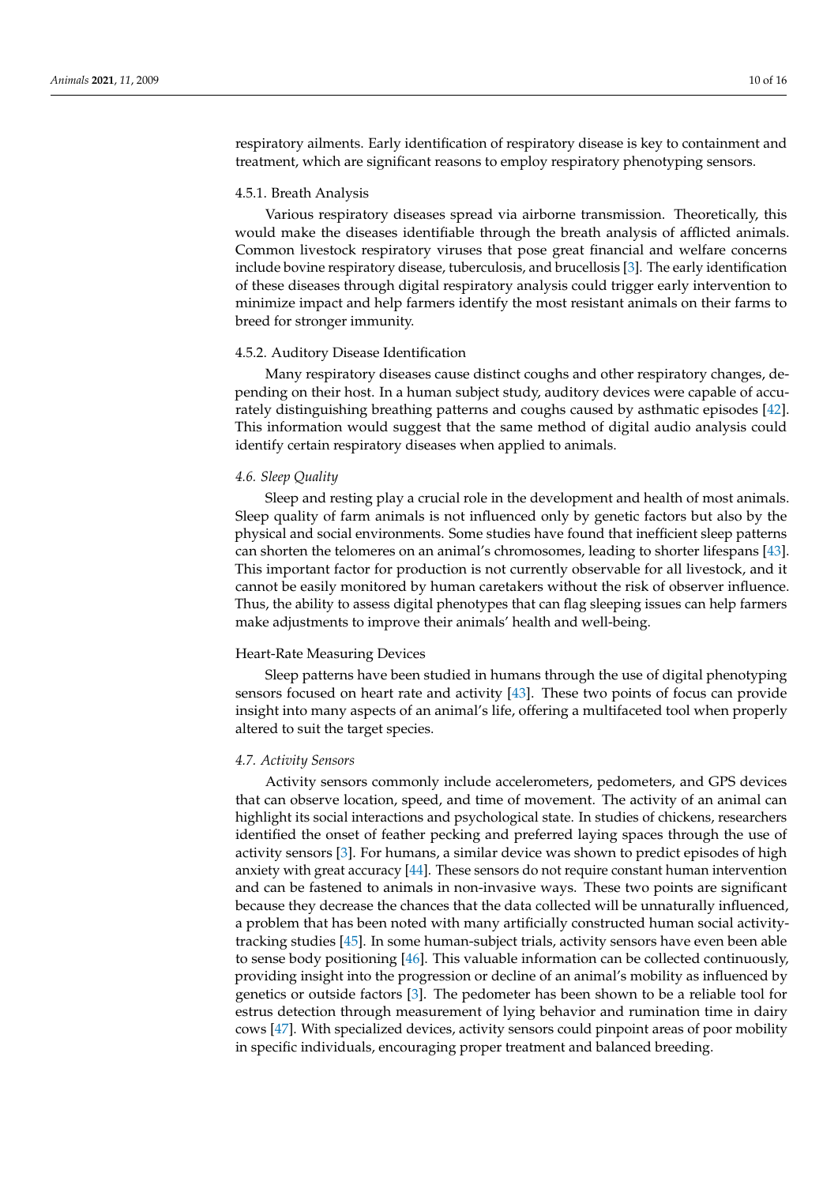respiratory ailments. Early identification of respiratory disease is key to containment and treatment, which are significant reasons to employ respiratory phenotyping sensors.

#### 4.5.1. Breath Analysis

Various respiratory diseases spread via airborne transmission. Theoretically, this would make the diseases identifiable through the breath analysis of afflicted animals. Common livestock respiratory viruses that pose great financial and welfare concerns include bovine respiratory disease, tuberculosis, and brucellosis [3]. The early identification of these diseases through digital respiratory analysis could trigger early intervention to minimize impact and help farmers identify the most resistant animals on their farms to breed for stronger immunity.

#### 4.5.2. Auditory Disease Identification

Many respiratory diseases cause distinct coughs and other respiratory changes, depending on their host. In a human subject study, auditory devices were capable of accurately distinguishing breathing patterns and coughs caused by asthmatic episodes [42]. This information would suggest that the same method of digital audio analysis could identify certain respiratory diseases when applied to animals.

### *4.6. Sleep Quality*

Sleep and resting play a crucial role in the development and health of most animals. Sleep quality of farm animals is not influenced only by genetic factors but also by the physical and social environments. Some studies have found that inefficient sleep patterns can shorten the telomeres on an animal's chromosomes, leading to shorter lifespans [43]. This important factor for production is not currently observable for all livestock, and it cannot be easily monitored by human caretakers without the risk of observer influence. Thus, the ability to assess digital phenotypes that can flag sleeping issues can help farmers make adjustments to improve their animals' health and well-being.

#### Heart-Rate Measuring Devices

Sleep patterns have been studied in humans through the use of digital phenotyping sensors focused on heart rate and activity [43]. These two points of focus can provide insight into many aspects of an animal's life, offering a multifaceted tool when properly altered to suit the target species.

### *4.7. Activity Sensors*

Activity sensors commonly include accelerometers, pedometers, and GPS devices that can observe location, speed, and time of movement. The activity of an animal can highlight its social interactions and psychological state. In studies of chickens, researchers identified the onset of feather pecking and preferred laying spaces through the use of activity sensors [3]. For humans, a similar device was shown to predict episodes of high anxiety with great accuracy [44]. These sensors do not require constant human intervention and can be fastened to animals in non-invasive ways. These two points are significant because they decrease the chances that the data collected will be unnaturally influenced, a problem that has been noted with many artificially constructed human social activity-tracking studies [45]. In some human-subject trials, activity sensors have even been able to sense body positioning [46]. This valuable information can be collected continuously, providing insight into the progression or decline of an animal's mobility as influenced by genetics or outside factors [3]. The pedometer has been shown to be a reliable tool for estrus detection through measurement of lying behavior and rumination time in dairy cows [47]. With specialized devices, activity sensors could pinpoint areas of poor mobility in specific individuals, encouraging proper treatment and balanced breeding.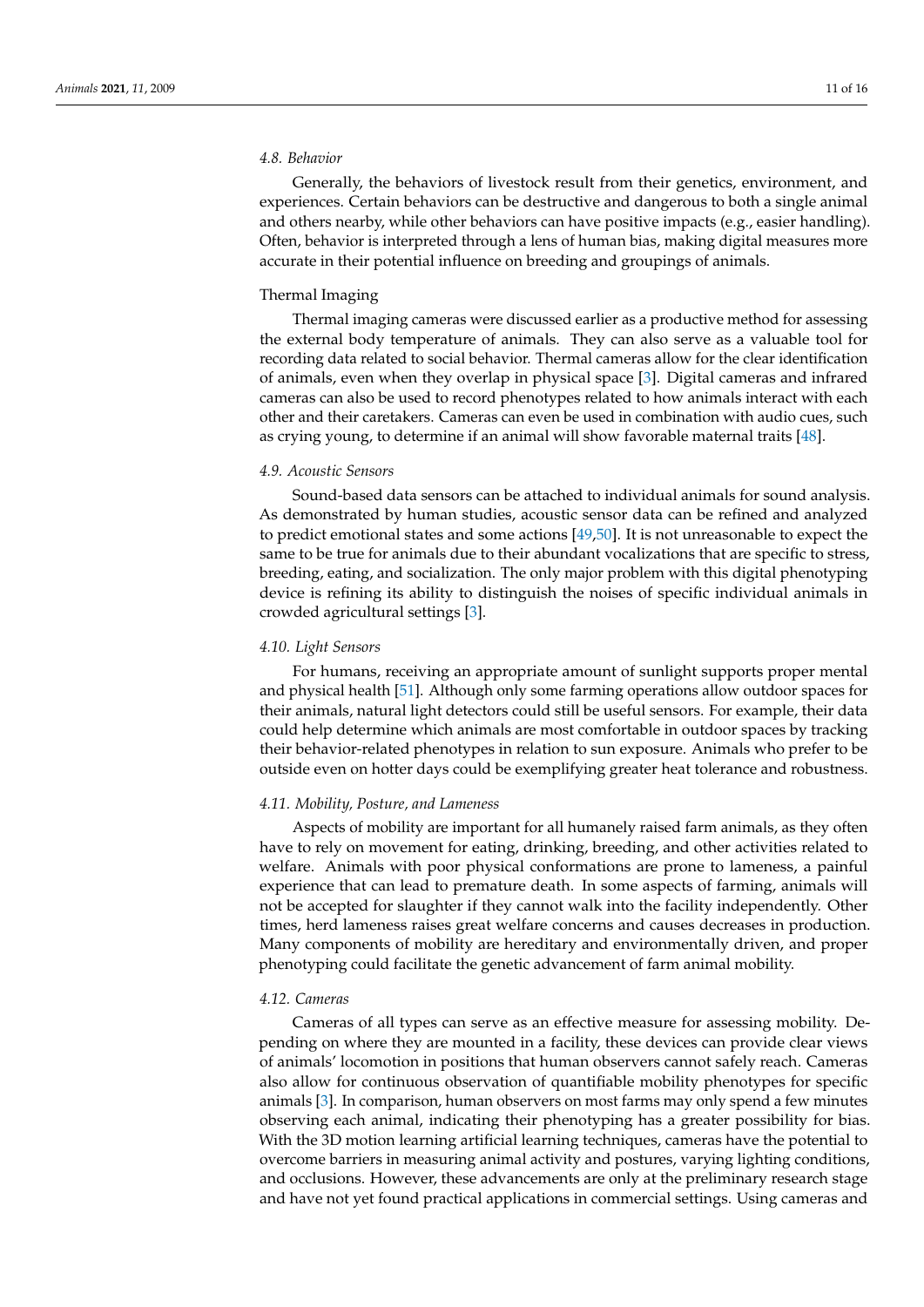### 4.8. Behavior

Generally, the behaviors of livestock result from their genetics, environment, and experiences. Certain behaviors can be destructive and dangerous to both a single animal and others nearby, while other behaviors can have positive impacts (e.g., easier handling). Often, behavior is interpreted through a lens of human bias, making digital measures more accurate in their potential influence on breeding and groupings of animals.

Thermal Imaging

Thermal imaging cameras were discussed earlier as a productive method for assessing the external body temperature of animals. They can also serve as a valuable tool for recording data related to social behavior. Thermal cameras allow for the clear identification of animals, even when they overlap in physical space [3]. Digital cameras and infrared cameras can also be used to record phenotypes related to how animals interact with each other and their caretakers. Cameras can even be used in combination with audio cues, such as crying young, to determine if an animal will show favorable maternal traits [48].

### 4.9. Acoustic Sensors

Sound-based data sensors can be attached to individual animals for sound analysis. As demonstrated by human studies, acoustic sensor data can be refined and analyzed to predict emotional states and some actions [49,50]. It is not unreasonable to expect the same to be true for animals due to their abundant vocalizations that are specific to stress, breeding, eating, and socialization. The only major problem with this digital phenotyping device is refining its ability to distinguish the noises of specific individual animals in crowded agricultural settings [3].

### 4.10. Light Sensors

For humans, receiving an appropriate amount of sunlight supports proper mental and physical health [51]. Although only some farming operations allow outdoor spaces for their animals, natural light detectors could still be useful sensors. For example, their data could help determine which animals are most comfortable in outdoor spaces by tracking their behavior-related phenotypes in relation to sun exposure. Animals who prefer to be outside even on hotter days could be exemplifying greater heat tolerance and robustness.

### 4.11. Mobility, Posture, and Lameness

Aspects of mobility are important for all humanely raised farm animals, as they often have to rely on movement for eating, drinking, breeding, and other activities related to welfare. Animals with poor physical conformations are prone to lameness, a painful experience that can lead to premature death. In some aspects of farming, animals will not be accepted for slaughter if they cannot walk into the facility independently. Other times, herd lameness raises great welfare concerns and causes decreases in production. Many components of mobility are hereditary and environmentally driven, and proper phenotyping could facilitate the genetic advancement of farm animal mobility.

### 4.12. Cameras

Cameras of all types can serve as an effective measure for assessing mobility. Depending on where they are mounted in a facility, these devices can provide clear views of animals' locomotion in positions that human observers cannot safely reach. Cameras also allow for continuous observation of quantifiable mobility phenotypes for specific animals [3]. In comparison, human observers on most farms may only spend a few minutes observing each animal, indicating their phenotyping has a greater possibility for bias. With the 3D motion learning artificial learning techniques, cameras have the potential to overcome barriers in measuring animal activity and postures, varying lighting conditions, and occlusions. However, these advancements are only at the preliminary research stage and have not yet found practical applications in commercial settings. Using cameras and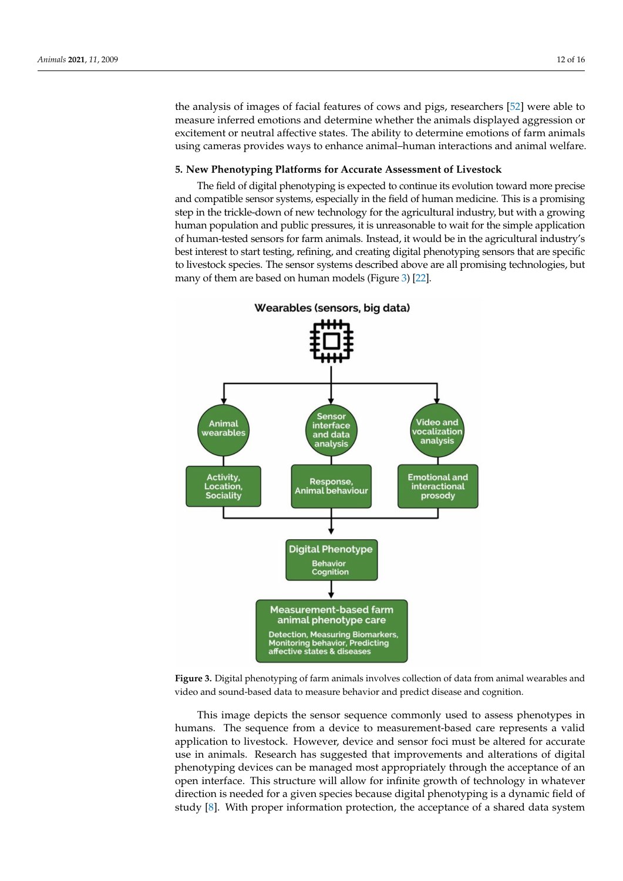the analysis of images of facial features of cows and pigs, researchers [52] were able to measure inferred emotions and determine whether the animals displayed aggression or excitement or neutral affective states. The ability to determine emotions of farm animals using cameras provides ways to enhance animal–human interactions and animal welfare.

## 5. New Phenotyping Platforms for Accurate Assessment of Livestock

The field of digital phenotyping is expected to continue its evolution toward more precise and compatible sensor systems, especially in the field of human medicine. This is a promising step in the trickle-down of new technology for the agricultural industry, but with a growing human population and public pressures, it is unreasonable to wait for the simple application of human-tested sensors for farm animals. Instead, it would be in the agricultural industry's best interest to start testing, refining, and creating digital phenotyping sensors that are specific to livestock species. The sensor systems described above are all promising technologies, but many of them are based on human models (Figure 3) [22].

**Figure 3.** Digital phenotyping of farm animals involves collection of data from animal wearables and video and sound-based data to measure behavior and predict disease and cognition.

This image depicts the sensor sequence commonly used to assess phenotypes in humans. The sequence from a device to measurement-based care represents a valid application to livestock. However, device and sensor foci must be altered for accurate use in animals. Research has suggested that improvements and alterations of digital phenotyping devices can be managed most appropriately through the acceptance of an open interface. This structure will allow for infinite growth of technology in whatever direction is needed for a given species because digital phenotyping is a dynamic field of study [8]. With proper information protection, the acceptance of a shared data system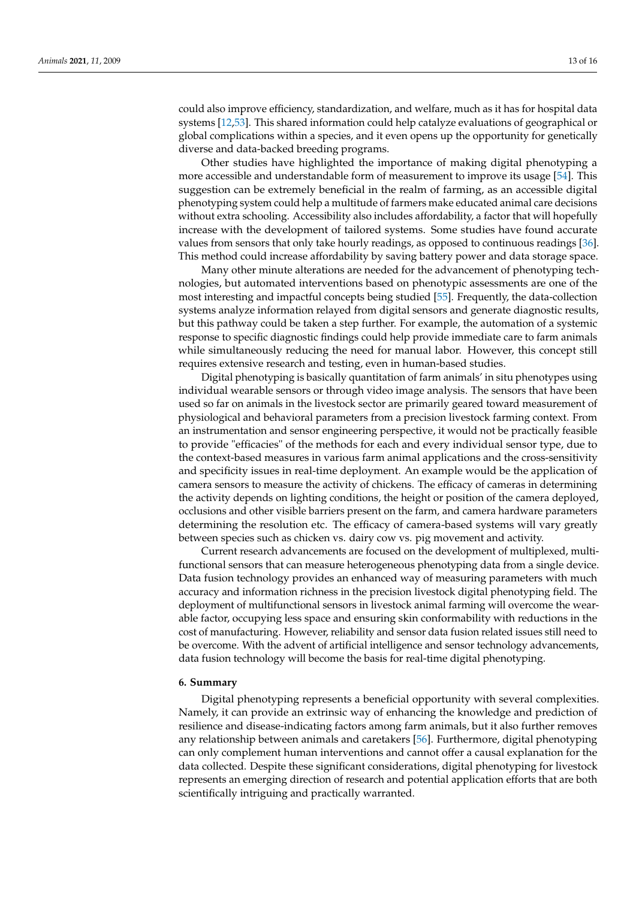could also improve efficiency, standardization, and welfare, much as it has for hospital data systems [12,53]. This shared information could help catalyze evaluations of geographical or global complications within a species, and it even opens up the opportunity for genetically diverse and data-backed breeding programs.

Other studies have highlighted the importance of making digital phenotyping a more accessible and understandable form of measurement to improve its usage [54]. This suggestion can be extremely beneficial in the realm of farming, as an accessible digital phenotyping system could help a multitude of farmers make educated animal care decisions without extra schooling. Accessibility also includes affordability, a factor that will hopefully increase with the development of tailored systems. Some studies have found accurate values from sensors that only take hourly readings, as opposed to continuous readings [36]. This method could increase affordability by saving battery power and data storage space.

Many other minute alterations are needed for the advancement of phenotyping technologies, but automated interventions based on phenotypic assessments are one of the most interesting and impactful concepts being studied [55]. Frequently, the data-collection systems analyze information relayed from digital sensors and generate diagnostic results, but this pathway could be taken a step further. For example, the automation of a systemic response to specific diagnostic findings could help provide immediate care to farm animals while simultaneously reducing the need for manual labor. However, this concept still requires extensive research and testing, even in human-based studies.

Digital phenotyping is basically quantitation of farm animals' in situ phenotypes using individual wearable sensors or through video image analysis. The sensors that have been used so far on animals in the livestock sector are primarily geared toward measurement of physiological and behavioral parameters from a precision livestock farming context. From an instrumentation and sensor engineering perspective, it would not be practically feasible to provide "efficacies" of the methods for each and every individual sensor type, due to the context-based measures in various farm animal applications and the cross-sensitivity and specificity issues in real-time deployment. An example would be the application of camera sensors to measure the activity of chickens. The efficacy of cameras in determining the activity depends on lighting conditions, the height or position of the camera deployed, occlusions and other visible barriers present on the farm, and camera hardware parameters determining the resolution etc. The efficacy of camera-based systems will vary greatly between species such as chicken vs. dairy cow vs. pig movement and activity.

Current research advancements are focused on the development of multiplexed, multi-functional sensors that can measure heterogeneous phenotyping data from a single device. Data fusion technology provides an enhanced way of measuring parameters with much accuracy and information richness in the precision livestock digital phenotyping field. The deployment of multifunctional sensors in livestock animal farming will overcome the wearable factor, occupying less space and ensuring skin conformability with reductions in the cost of manufacturing. However, reliability and sensor data fusion related issues still need to be overcome. With the advent of artificial intelligence and sensor technology advancements, data fusion technology will become the basis for real-time digital phenotyping.

## 6. Summary

Digital phenotyping represents a beneficial opportunity with several complexities. Namely, it can provide an extrinsic way of enhancing the knowledge and prediction of resilience and disease-indicating factors among farm animals, but it also further removes any relationship between animals and caretakers [56]. Furthermore, digital phenotyping can only complement human interventions and cannot offer a causal explanation for the data collected. Despite these significant considerations, digital phenotyping for livestock represents an emerging direction of research and potential application efforts that are both scientifically intriguing and practically warranted.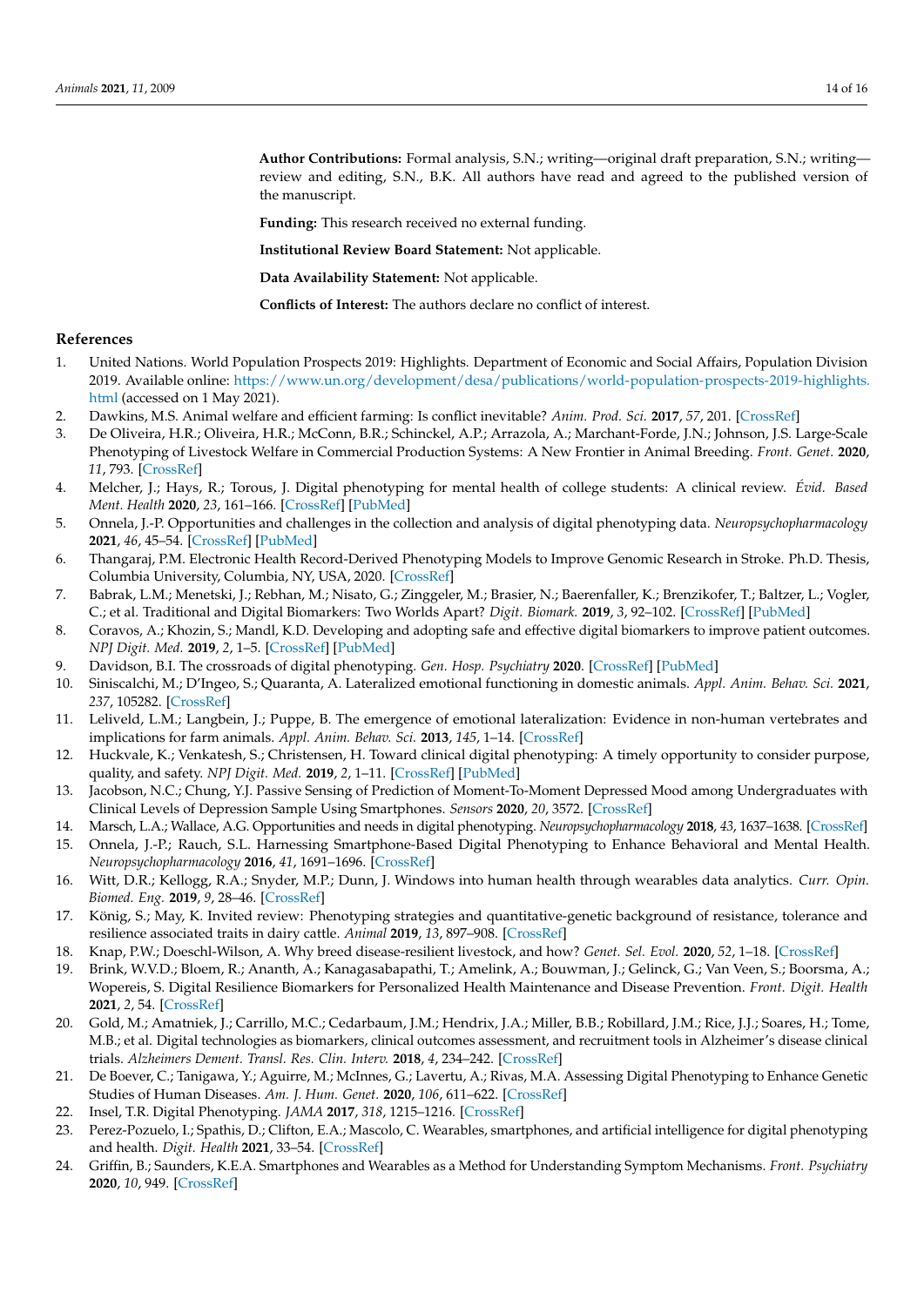**Author Contributions:** Formal analysis, S.N.; writing—original draft preparation, S.N.; writing—review and editing, S.N., B.K. All authors have read and agreed to the published version of the manuscript.

**Funding:** This research received no external funding.

**Institutional Review Board Statement:** Not applicable.

**Data Availability Statement:** Not applicable.

**Conflicts of Interest:** The authors declare no conflict of interest.

## References

1. United Nations. World Population Prospects 2019: Highlights. Department of Economic and Social Affairs, Population Division 2019. Available online: https://www.un.org/development/desa/publications/world-population-prospects-2019-highlights.html (accessed on 1 May 2021).
2. Dawkins, M.S. Animal welfare and efficient farming: Is conflict inevitable? *Anim. Prod. Sci.* **2017**, *57*, 201. [CrossRef]
3. De Oliveira, H.R.; Oliveira, H.R.; McConn, B.R.; Schinckel, A.P.; Arrazola, A.; Marchant-Forde, J.N.; Johnson, J.S. Large-Scale Phenotyping of Livestock Welfare in Commercial Production Systems: A New Frontier in Animal Breeding. *Front. Genet.* **2020**, *11*, 793. [CrossRef]
4. Melcher, J.; Hays, R.; Torous, J. Digital phenotyping for mental health of college students: A clinical review. *Évid. Based Ment. Health* **2020**, *23*, 161–166. [CrossRef] [PubMed]
5. Onnela, J.-P. Opportunities and challenges in the collection and analysis of digital phenotyping data. *Neuropsychopharmacology* **2021**, *46*, 45–54. [CrossRef] [PubMed]
6. Thangaraj, P.M. Electronic Health Record-Derived Phenotyping Models to Improve Genomic Research in Stroke. Ph.D. Thesis, Columbia University, Columbia, NY, USA, 2020. [CrossRef]
7. Babrak, L.M.; Menetski, J.; Rebhan, M.; Nisato, G.; Zinggeler, M.; Brasier, N.; Baerenfaller, K.; Brenzikofer, T.; Baltzer, L.; Vogler, C.; et al. Traditional and Digital Biomarkers: Two Worlds Apart? *Digit. Biomark.* **2019**, *3*, 92–102. [CrossRef] [PubMed]
8. Coravos, A.; Khozin, S.; Mandl, K.D. Developing and adopting safe and effective digital biomarkers to improve patient outcomes. *NPJ Digit. Med.* **2019**, *2*, 1–5. [CrossRef] [PubMed]
9. Davidson, B.I. The crossroads of digital phenotyping. *Gen. Hosp. Psychiatry* **2020**. [CrossRef] [PubMed]
10. Siniscalchi, M.; D'Ingeo, S.; Quaranta, A. Lateralized emotional functioning in domestic animals. *Appl. Anim. Behav. Sci.* **2021**, *237*, 105282. [CrossRef]
11. Leliveld, L.M.; Langbein, J.; Puppe, B. The emergence of emotional lateralization: Evidence in non-human vertebrates and implications for farm animals. *Appl. Anim. Behav. Sci.* **2013**, *145*, 1–14. [CrossRef]
12. Huckvale, K.; Venkatesh, S.; Christensen, H. Toward clinical digital phenotyping: A timely opportunity to consider purpose, quality, and safety. *NPJ Digit. Med.* **2019**, *2*, 1–11. [CrossRef] [PubMed]
13. Jacobson, N.C.; Chung, Y.J. Passive Sensing of Prediction of Moment-To-Moment Depressed Mood among Undergraduates with Clinical Levels of Depression Sample Using Smartphones. *Sensors* **2020**, *20*, 3572. [CrossRef]
14. Marsch, L.A.; Wallace, A.G. Opportunities and needs in digital phenotyping. *Neuropsychopharmacology* **2018**, *43*, 1637–1638. [CrossRef]
15. Onnela, J.-P.; Rauch, S.L. Harnessing Smartphone-Based Digital Phenotyping to Enhance Behavioral and Mental Health. *Neuropsychopharmacology* **2016**, *41*, 1691–1696. [CrossRef]
16. Witt, D.R.; Kellogg, R.A.; Snyder, M.P.; Dunn, J. Windows into human health through wearables data analytics. *Curr. Opin. Biomed. Eng.* **2019**, *9*, 28–46. [CrossRef]
17. König, S.; May, K. Invited review: Phenotyping strategies and quantitative-genetic background of resistance, tolerance and resilience associated traits in dairy cattle. *Animal* **2019**, *13*, 897–908. [CrossRef]
18. Knap, P.W.; Doeschl-Wilson, A. Why breed disease-resilient livestock, and how? *Genet. Sel. Evol.* **2020**, *52*, 1–18. [CrossRef]
19. Brink, W.V.D.; Bloem, R.; Ananth, A.; Kanagasabapathi, T.; Amelink, A.; Bouwman, J.; Gelinck, G.; Van Veen, S.; Boorsma, A.; Wopereis, S. Digital Resilience Biomarkers for Personalized Health Maintenance and Disease Prevention. *Front. Digit. Health* **2021**, *2*, 54. [CrossRef]
20. Gold, M.; Amatniek, J.; Carrillo, M.C.; Cedarbaum, J.M.; Hendrix, J.A.; Miller, B.B.; Robillard, J.M.; Rice, J.J.; Soares, H.; Tome, M.B.; et al. Digital technologies as biomarkers, clinical outcomes assessment, and recruitment tools in Alzheimer's disease clinical trials. *Alzheimers Dement. Transl. Res. Clin. Interv.* **2018**, *4*, 234–242. [CrossRef]
21. De Boever, C.; Tanigawa, Y.; Aguirre, M.; McInnes, G.; Lavertu, A.; Rivas, M.A. Assessing Digital Phenotyping to Enhance Genetic Studies of Human Diseases. *Am. J. Hum. Genet.* **2020**, *106*, 611–622. [CrossRef]
22. Insel, T.R. Digital Phenotyping. *JAMA* **2017**, *318*, 1215–1216. [CrossRef]
23. Perez-Pozuelo, I.; Spathis, D.; Clifton, E.A.; Mascolo, C. Wearables, smartphones, and artificial intelligence for digital phenotyping and health. *Digit. Health* **2021**, 33–54. [CrossRef]
24. Griffin, B.; Saunders, K.E.A. Smartphones and Wearables as a Method for Understanding Symptom Mechanisms. *Front. Psychiatry* **2020**, *10*, 949. [CrossRef]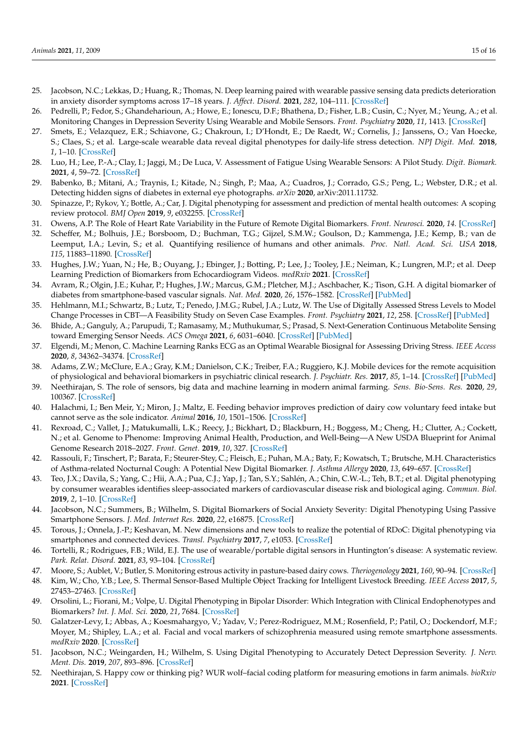25. Jacobson, N.C.; Lekkas, D.; Huang, R.; Thomas, N. Deep learning paired with wearable passive sensing data predicts deterioration in anxiety disorder symptoms across 17–18 years. *J. Affect. Disord.* **2021**, *282*, 104–111. [CrossRef]
26. Pedrelli, P.; Fedor, S.; Ghandeharioun, A.; Howe, E.; Ionescu, D.F.; Bhathena, D.; Fisher, L.B.; Cusin, C.; Nyer, M.; Yeung, A.; et al. Monitoring Changes in Depression Severity Using Wearable and Mobile Sensors. *Front. Psychiatry* **2020**, *11*, 1413. [CrossRef]
27. Smets, E.; Velazquez, E.R.; Schiavone, G.; Chakroun, I.; D'Hondt, E.; De Raedt, W.; Cornelis, J.; Janssens, O.; Van Hoecke, S.; Claes, S.; et al. Large-scale wearable data reveal digital phenotypes for daily-life stress detection. *NPJ Digit. Med.* **2018**, *1*, 1–10. [CrossRef]
28. Luo, H.; Lee, P.-A.; Clay, I.; Jaggi, M.; De Luca, V. Assessment of Fatigue Using Wearable Sensors: A Pilot Study. *Digit. Biomark.* **2021**, *4*, 59–72. [CrossRef]
29. Babenko, B.; Mitani, A.; Traynis, I.; Kitade, N.; Singh, P.; Maa, A.; Cuadros, J.; Corrado, G.S.; Peng, L.; Webster, D.R.; et al. Detecting hidden signs of diabetes in external eye photographs. *arXiv* **2020**, arXiv:2011.11732.
30. Spinazze, P.; Rykov, Y.; Bottle, A.; Car, J. Digital phenotyping for assessment and prediction of mental health outcomes: A scoping review protocol. *BMJ Open* **2019**, *9*, e032255. [CrossRef]
31. Owens, A.P. The Role of Heart Rate Variability in the Future of Remote Digital Biomarkers. *Front. Neurosci.* **2020**, *14*. [CrossRef]
32. Scheffer, M.; Bolhuis, J.E.; Borsboom, D.; Buchman, T.G.; Gijzel, S.M.W.; Goulson, D.; Kammenga, J.E.; Kemp, B.; van de Leemput, I.A.; Levin, S.; et al. Quantifying resilience of humans and other animals. *Proc. Natl. Acad. Sci. USA* **2018**, *115*, 11883–11890. [CrossRef]
33. Hughes, J.W.; Yuan, N.; He, B.; Ouyang, J.; Ebinger, J.; Botting, P.; Lee, J.; Tooley, J.E.; Neiman, K.; Lungren, M.P.; et al. Deep Learning Prediction of Biomarkers from Echocardiogram Videos. *medRxiv* **2021**. [CrossRef]
34. Avram, R.; Olgin, J.E.; Kuhar, P.; Hughes, J.W.; Marcus, G.M.; Pletcher, M.J.; Aschbacher, K.; Tison, G.H. A digital biomarker of diabetes from smartphone-based vascular signals. *Nat. Med.* **2020**, *26*, 1576–1582. [CrossRef] [PubMed]
35. Hehlmann, M.I.; Schwartz, B.; Lutz, T.; Penedo, J.M.G.; Rubel, J.A.; Lutz, W. The Use of Digitally Assessed Stress Levels to Model Change Processes in CBT—A Feasibility Study on Seven Case Examples. *Front. Psychiatry* **2021**, *12*, 258. [CrossRef] [PubMed]
36. Bhide, A.; Ganguly, A.; Parupudi, T.; Ramasamy, M.; Muthukumar, S.; Prasad, S. Next-Generation Continuous Metabolite Sensing toward Emerging Sensor Needs. *ACS Omega* **2021**, *6*, 6031–6040. [CrossRef] [PubMed]
37. Elgendi, M.; Menon, C. Machine Learning Ranks ECG as an Optimal Wearable Biosignal for Assessing Driving Stress. *IEEE Access* **2020**, *8*, 34362–34374. [CrossRef]
38. Adams, Z.W.; McClure, E.A.; Gray, K.M.; Danielson, C.K.; Treiber, F.A.; Ruggiero, K.J. Mobile devices for the remote acquisition of physiological and behavioral biomarkers in psychiatric clinical research. *J. Psychiatr. Res.* **2017**, *85*, 1–14. [CrossRef] [PubMed]
39. Neethirajan, S. The role of sensors, big data and machine learning in modern animal farming. *Sens. Bio-Sens. Res.* **2020**, *29*, 100367. [CrossRef]
40. Halachmi, I.; Ben Meir, Y.; Miron, J.; Maltz, E. Feeding behavior improves prediction of dairy cow voluntary feed intake but cannot serve as the sole indicator. *Animal* **2016**, *10*, 1501–1506. [CrossRef]
41. Rexroad, C.; Vallet, J.; Matukumalli, L.K.; Reecy, J.; Bickhart, D.; Blackburn, H.; Boggess, M.; Cheng, H.; Clutter, A.; Cockett, N.; et al. Genome to Phenome: Improving Animal Health, Production, and Well-Being—A New USDA Blueprint for Animal Genome Research 2018–2027. *Front. Genet.* **2019**, *10*, 327. [CrossRef]
42. Rassouli, F.; Tinschert, P.; Barata, F.; Steurer-Stey, C.; Fleisch, E.; Puhan, M.A.; Baty, F.; Kowatsch, T.; Brutsche, M.H. Characteristics of Asthma-related Nocturnal Cough: A Potential New Digital Biomarker. *J. Asthma Allergy* **2020**, *13*, 649–657. [CrossRef]
43. Teo, J.X.; Davila, S.; Yang, C.; Hii, A.A.; Pua, C.J.; Yap, J.; Tan, S.Y.; Sahlén, A.; Chin, C.W.-L.; Teh, B.T.; et al. Digital phenotyping by consumer wearables identifies sleep-associated markers of cardiovascular disease risk and biological aging. *Commun. Biol.* **2019**, *2*, 1–10. [CrossRef]
44. Jacobson, N.C.; Summers, B.; Wilhelm, S. Digital Biomarkers of Social Anxiety Severity: Digital Phenotyping Using Passive Smartphone Sensors. *J. Med. Internet Res.* **2020**, *22*, e16875. [CrossRef]
45. Torous, J.; Onnela, J.-P.; Keshavan, M. New dimensions and new tools to realize the potential of RDoC: Digital phenotyping via smartphones and connected devices. *Transl. Psychiatry* **2017**, *7*, e1053. [CrossRef]
46. Tortelli, R.; Rodrigues, F.B.; Wild, E.J. The use of wearable/portable digital sensors in Huntington's disease: A systematic review. *Park. Relat. Disord.* **2021**, *83*, 93–104. [CrossRef]
47. Moore, S.; Aublet, V.; Butler, S. Monitoring estrous activity in pasture-based dairy cows. *Theriogenology* **2021**, *160*, 90–94. [CrossRef]
48. Kim, W.; Cho, Y.B.; Lee, S. Thermal Sensor-Based Multiple Object Tracking for Intelligent Livestock Breeding. *IEEE Access* **2017**, *5*, 27453–27463. [CrossRef]
49. Orsolini, L.; Fiorani, M.; Volpe, U. Digital Phenotyping in Bipolar Disorder: Which Integration with Clinical Endophenotypes and Biomarkers? *Int. J. Mol. Sci.* **2020**, *21*, 7684. [CrossRef]
50. Galatzer-Levy, I.; Abbas, A.; Koesmahargyo, V.; Yadav, V.; Perez-Rodriguez, M.M.; Rosenfield, P.; Patil, O.; Dockendorf, M.F.; Moyer, M.; Shipley, L.A.; et al. Facial and vocal markers of schizophrenia measured using remote smartphone assessments. *medRxiv* **2020**. [CrossRef]
51. Jacobson, N.C.; Weingarden, H.; Wilhelm, S. Using Digital Phenotyping to Accurately Detect Depression Severity. *J. Nerv. Ment. Dis.* **2019**, *207*, 893–896. [CrossRef]
52. Neethirajan, S. Happy cow or thinking pig? WUR wolf–facial coding platform for measuring emotions in farm animals. *bioRxiv* **2021**. [CrossRef]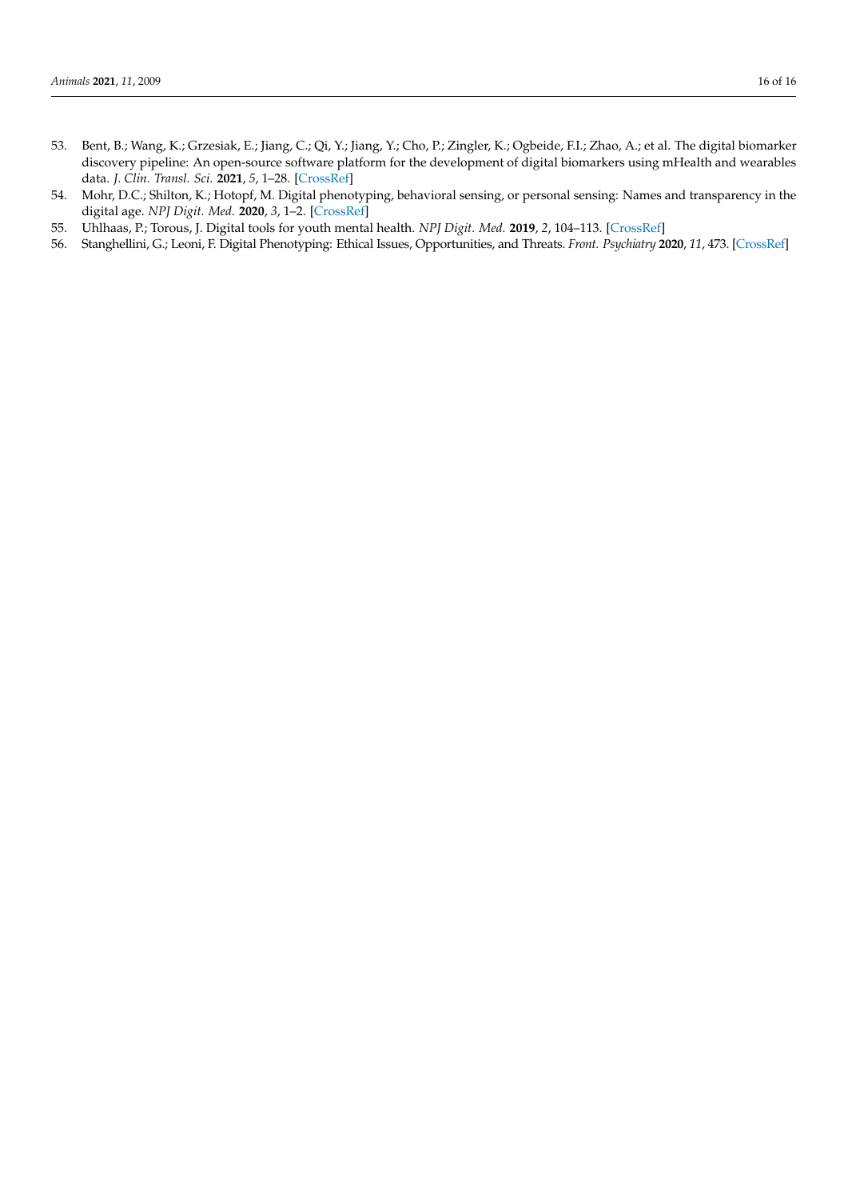53. Bent, B.; Wang, K.; Grzesiak, E.; Jiang, C.; Qi, Y.; Jiang, Y.; Cho, P.; Zingler, K.; Ogbeide, F.I.; Zhao, A.; et al. The digital biomarker discovery pipeline: An open-source software platform for the development of digital biomarkers using mHealth and wearables data. *J. Clin. Transl. Sci.* **2021**, *5*, 1–28. [CrossRef]
54. Mohr, D.C.; Shilton, K.; Hotopf, M. Digital phenotyping, behavioral sensing, or personal sensing: Names and transparency in the digital age. *NPJ Digit. Med.* **2020**, *3*, 1–2. [CrossRef]
55. Uhlhaas, P.; Torous, J. Digital tools for youth mental health. *NPJ Digit. Med.* **2019**, *2*, 104–113. [CrossRef]
56. Stanghellini, G.; Leoni, F. Digital Phenotyping: Ethical Issues, Opportunities, and Threats. *Front. Psychiatry* **2020**, *11*, 473. [CrossRef]